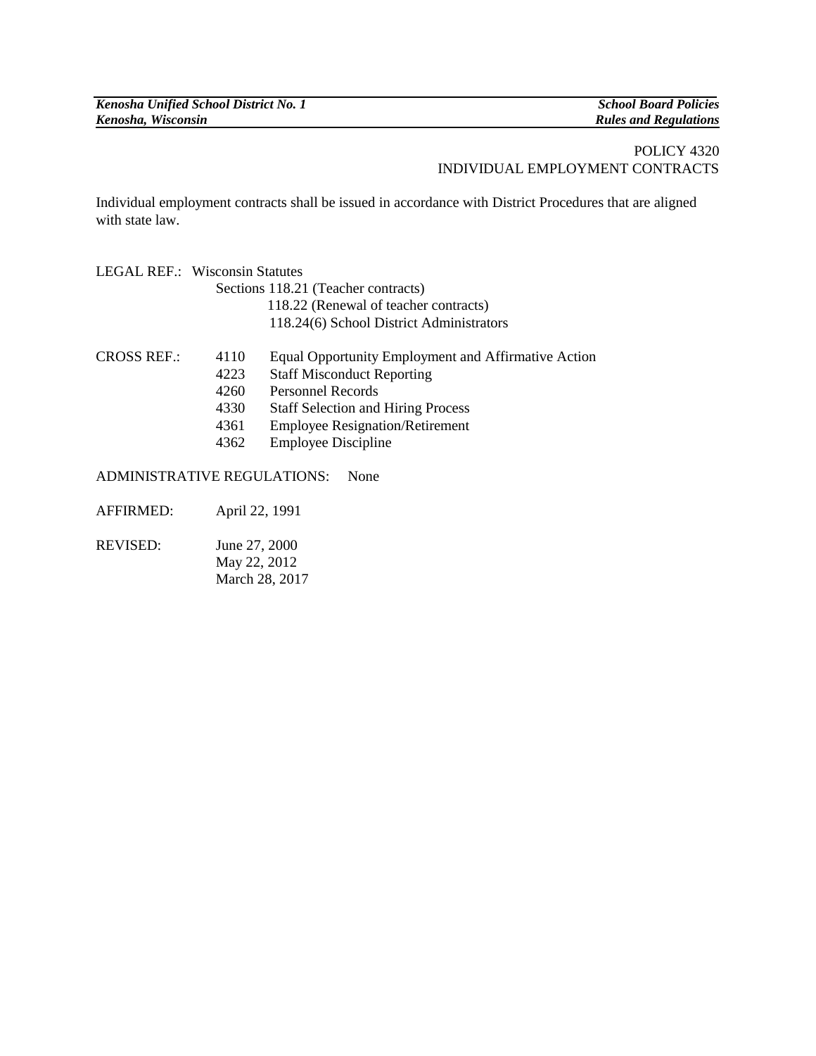POLICY 4320
INDIVIDUAL EMPLOYMENT CONTRACTS

Individual employment contracts shall be issued in accordance with District Procedures that are aligned with state law.

LEGAL REF.: Wisconsin Statutes
Sections 118.21 (Teacher contracts)
118.22 (Renewal of teacher contracts)
118.24(6) School District Administrators

CROSS REF.:

| | |
|---|---|
| 4110 | Equal Opportunity Employment and Affirmative Action |
| 4223 | Staff Misconduct Reporting |
| 4260 | Personnel Records |
| 4330 | Staff Selection and Hiring Process |
| 4361 | Employee Resignation/Retirement |
| 4362 | Employee Discipline |

ADMINISTRATIVE REGULATIONS: None

AFFIRMED: April 22, 1991

REVISED: June 27, 2000
May 22, 2012
March 28, 2017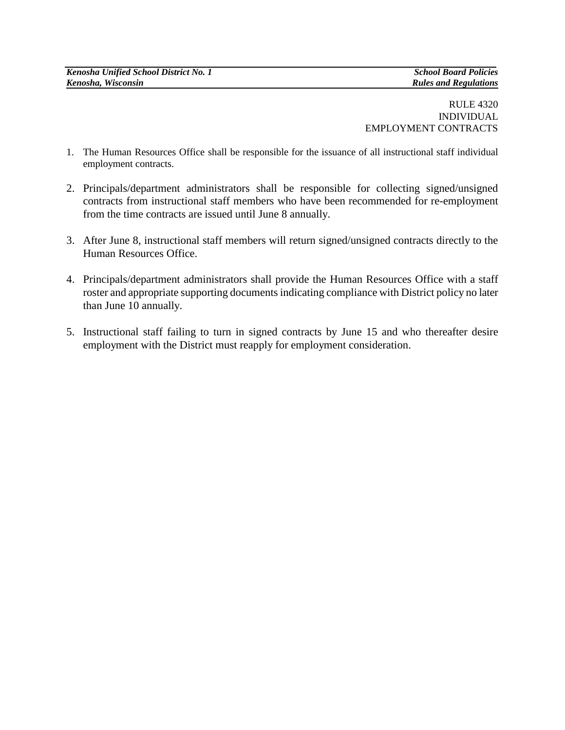RULE 4320
INDIVIDUAL
EMPLOYMENT CONTRACTS

1. The Human Resources Office shall be responsible for the issuance of all instructional staff individual employment contracts.

2. Principals/department administrators shall be responsible for collecting signed/unsigned contracts from instructional staff members who have been recommended for re-employment from the time contracts are issued until June 8 annually.

3. After June 8, instructional staff members will return signed/unsigned contracts directly to the Human Resources Office.

4. Principals/department administrators shall provide the Human Resources Office with a staff roster and appropriate supporting documents indicating compliance with District policy no later than June 10 annually.

5. Instructional staff failing to turn in signed contracts by June 15 and who thereafter desire employment with the District must reapply for employment consideration.